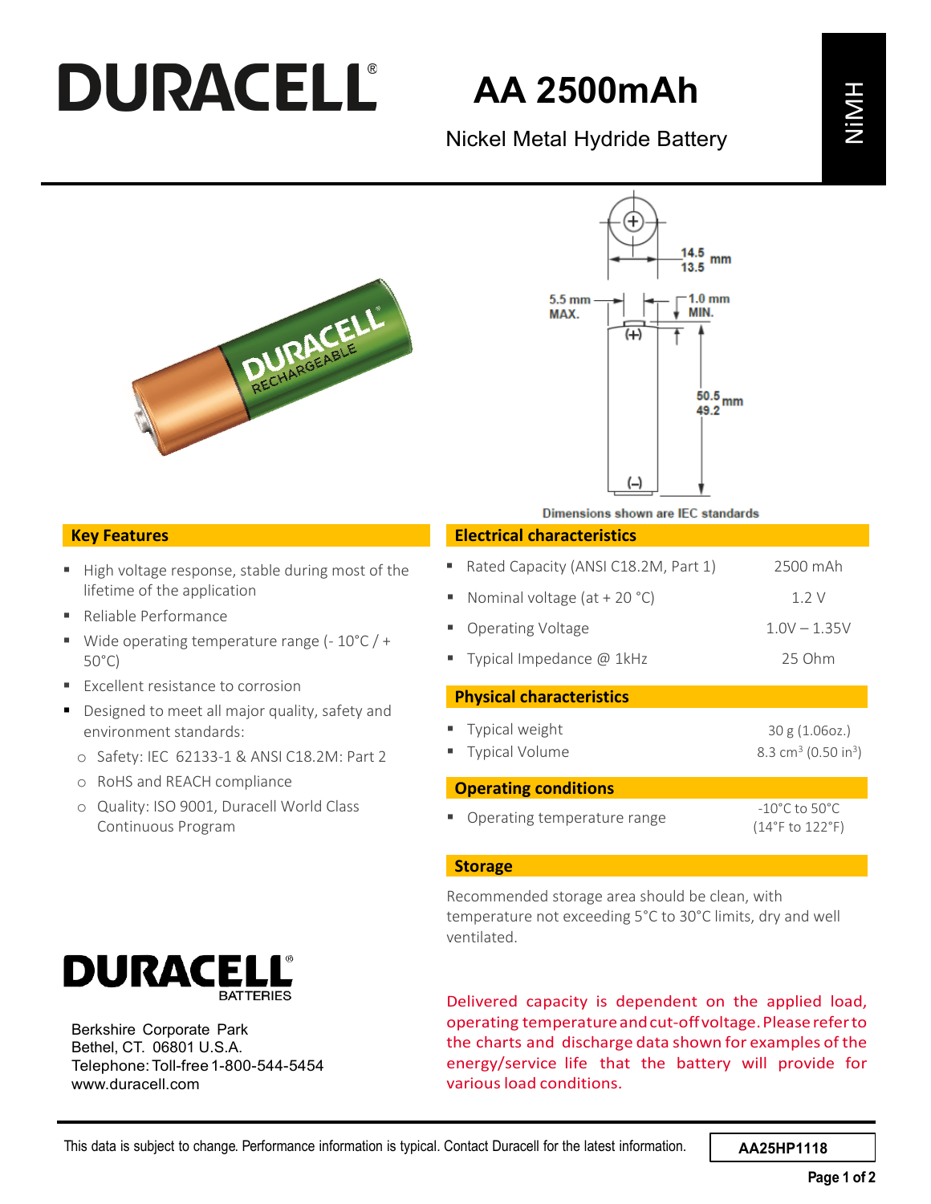# DURACELL®

## AA 2500mAh

Nickel Metal Hydride Battery

NiMH

14.5 / 13.5 mm

5.5 mm MAX.

1.0 mm MIN.

50.5 / 49.2 mm

Dimensions shown are IEC standards

### Key Features

- High voltage response, stable during most of the lifetime of the application
- Reliable Performance
- Wide operating temperature range (- 10°C / + 50°C)
- Excellent resistance to corrosion
- Designed to meet all major quality, safety and environment standards:
  - Safety: IEC 62133-1 & ANSI C18.2M: Part 2
  - RoHS and REACH compliance
  - Quality: ISO 9001, Duracell World Class Continuous Program

### Electrical characteristics

| | |
|---|---|
| Rated Capacity (ANSI C18.2M, Part 1) | 2500 mAh |
| Nominal voltage (at + 20 °C) | 1.2 V |
| Operating Voltage | 1.0V – 1.35V |
| Typical Impedance @ 1kHz | 25 Ohm |

### Physical characteristics

| | |
|---|---|
| Typical weight | 30 g (1.06oz.) |
| Typical Volume | 8.3 $cm^3$ (0.50 $in^3$) |

### Operating conditions

| | |
|---|---|
| Operating temperature range | -10°C to 50°C (14°F to 122°F) |

### Storage

Recommended storage area should be clean, with temperature not exceeding 5°C to 30°C limits, dry and well ventilated.

Delivered capacity is dependent on the applied load, operating temperature and cut-off voltage. Please refer to the charts and discharge data shown for examples of the energy/service life that the battery will provide for various load conditions.

DURACELL® BATTERIES

Berkshire Corporate Park
Bethel, CT. 06801 U.S.A.
Telephone: Toll-free 1-800-544-5454
www.duracell.com

This data is subject to change. Performance information is typical. Contact Duracell for the latest information.

AA25HP1118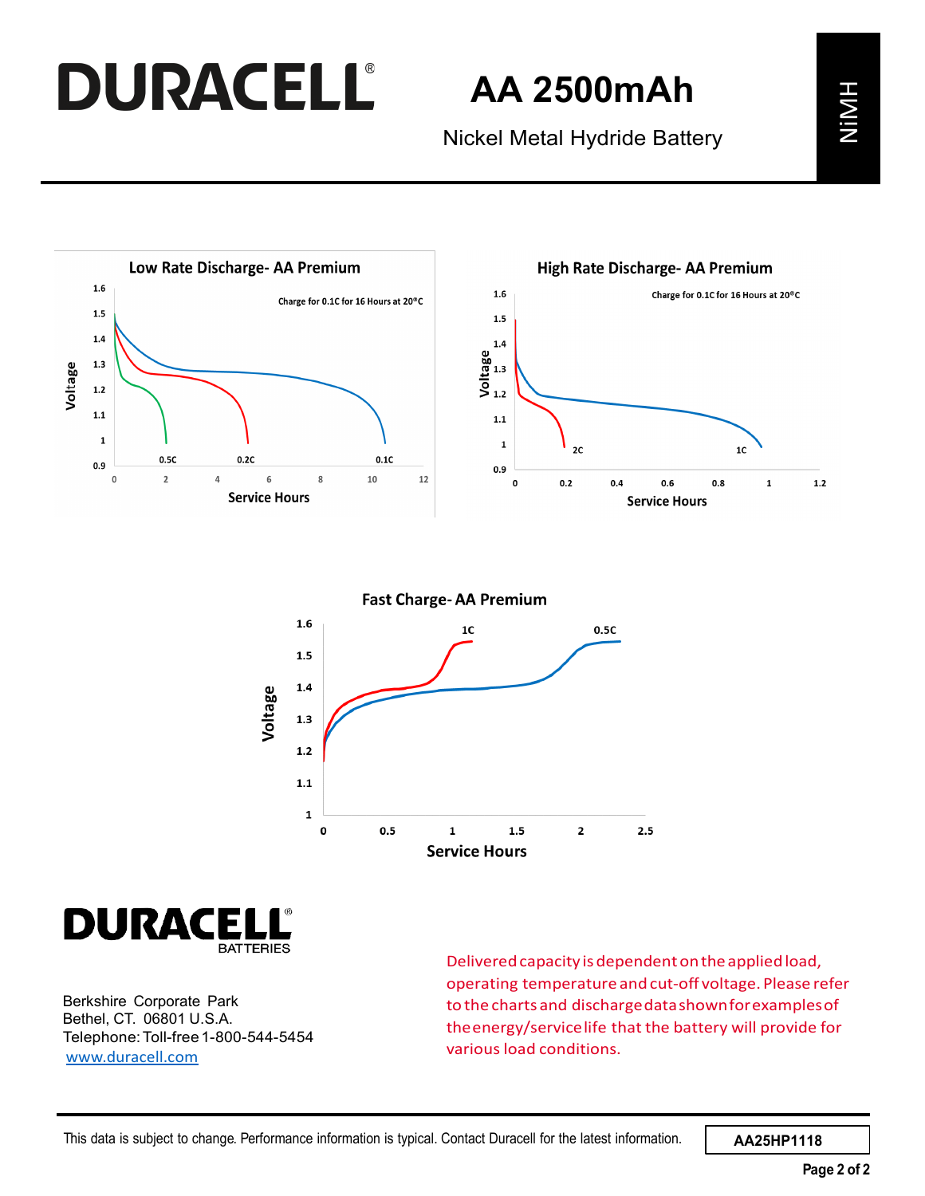# DURACELL®

## AA 2500mAh

Nickel Metal Hydride Battery

NiMH

**Low Rate Discharge- AA Premium**

Charge for 0.1C for 16 Hours at 20ºC

Voltage

1.6
1.5
1.4
1.3
1.2
1.1
1
0.9

0.5C
0.2C
0.1C

0
2
4
6
8
10
12

Service Hours

**High Rate Discharge- AA Premium**

Charge for 0.1C for 16 Hours at 20ºC

Voltage

1.6
1.5
1.4
1.3
1.2
1.1
1
0.9

2C
1C

0
0.2
0.4
0.6
0.8
1
1.2

Service Hours

**Fast Charge- AA Premium**

Voltage

1.6
1.5
1.4
1.3
1.2
1.1
1

1C
0.5C

0
0.5
1
1.5
2
2.5

Service Hours

DURACELL® BATTERIES

Berkshire Corporate Park
Bethel, CT. 06801 U.S.A.
Telephone: Toll-free 1-800-544-5454
www.duracell.com

Delivered capacity is dependent on the applied load, operating temperature and cut-off voltage. Please refer to the charts and discharge data shown for examples of the energy/service life that the battery will provide for various load conditions.

This data is subject to change. Performance information is typical. Contact Duracell for the latest information.

AA25HP1118